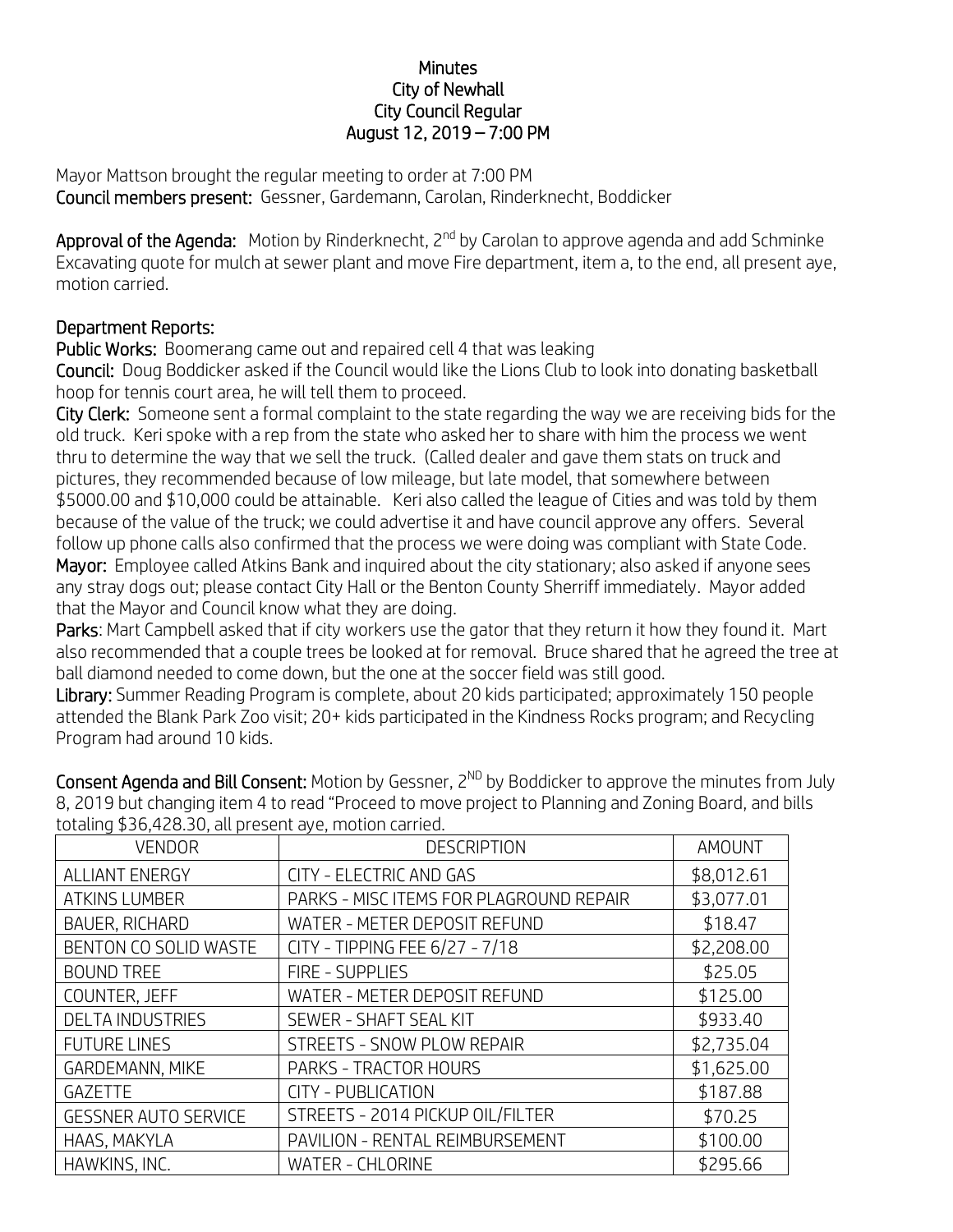# Minutes
## City of Newhall
## City Council Regular
## August 12, 2019 – 7:00 PM

Mayor Mattson brought the regular meeting to order at 7:00 PM
**Council members present:** Gessner, Gardemann, Carolan, Rinderknecht, Boddicker

**Approval of the Agenda:** Motion by Rinderknecht, 2nd by Carolan to approve agenda and add Schminke Excavating quote for mulch at sewer plant and move Fire department, item a, to the end, all present aye, motion carried.

**Department Reports:**

**Public Works:** Boomerang came out and repaired cell 4 that was leaking

**Council:** Doug Boddicker asked if the Council would like the Lions Club to look into donating basketball hoop for tennis court area, he will tell them to proceed.

**City Clerk:** Someone sent a formal complaint to the state regarding the way we are receiving bids for the old truck. Keri spoke with a rep from the state who asked her to share with him the process we went thru to determine the way that we sell the truck. (Called dealer and gave them stats on truck and pictures, they recommended because of low mileage, but late model, that somewhere between $5000.00 and $10,000 could be attainable. Keri also called the league of Cities and was told by them because of the value of the truck; we could advertise it and have council approve any offers. Several follow up phone calls also confirmed that the process we were doing was compliant with State Code.

**Mayor:** Employee called Atkins Bank and inquired about the city stationary; also asked if anyone sees any stray dogs out; please contact City Hall or the Benton County Sherriff immediately. Mayor added that the Mayor and Council know what they are doing.

**Parks**: Mart Campbell asked that if city workers use the gator that they return it how they found it. Mart also recommended that a couple trees be looked at for removal. Bruce shared that he agreed the tree at ball diamond needed to come down, but the one at the soccer field was still good.

**Library:** Summer Reading Program is complete, about 20 kids participated; approximately 150 people attended the Blank Park Zoo visit; 20+ kids participated in the Kindness Rocks program; and Recycling Program had around 10 kids.

**Consent Agenda and Bill Consent:** Motion by Gessner, 2ND by Boddicker to approve the minutes from July 8, 2019 but changing item 4 to read "Proceed to move project to Planning and Zoning Board, and bills totaling $36,428.30, all present aye, motion carried.

| VENDOR | DESCRIPTION | AMOUNT |
|---|---|---|
| ALLIANT ENERGY | CITY - ELECTRIC AND GAS | $8,012.61 |
| ATKINS LUMBER | PARKS - MISC ITEMS FOR PLAGROUND REPAIR | $3,077.01 |
| BAUER, RICHARD | WATER - METER DEPOSIT REFUND | $18.47 |
| BENTON CO SOLID WASTE | CITY - TIPPING FEE 6/27 - 7/18 | $2,208.00 |
| BOUND TREE | FIRE - SUPPLIES | $25.05 |
| COUNTER, JEFF | WATER - METER DEPOSIT REFUND | $125.00 |
| DELTA INDUSTRIES | SEWER - SHAFT SEAL KIT | $933.40 |
| FUTURE LINES | STREETS - SNOW PLOW REPAIR | $2,735.04 |
| GARDEMANN, MIKE | PARKS - TRACTOR HOURS | $1,625.00 |
| GAZETTE | CITY - PUBLICATION | $187.88 |
| GESSNER AUTO SERVICE | STREETS - 2014 PICKUP OIL/FILTER | $70.25 |
| HAAS, MAKYLA | PAVILION - RENTAL REIMBURSEMENT | $100.00 |
| HAWKINS, INC. | WATER - CHLORINE | $295.66 |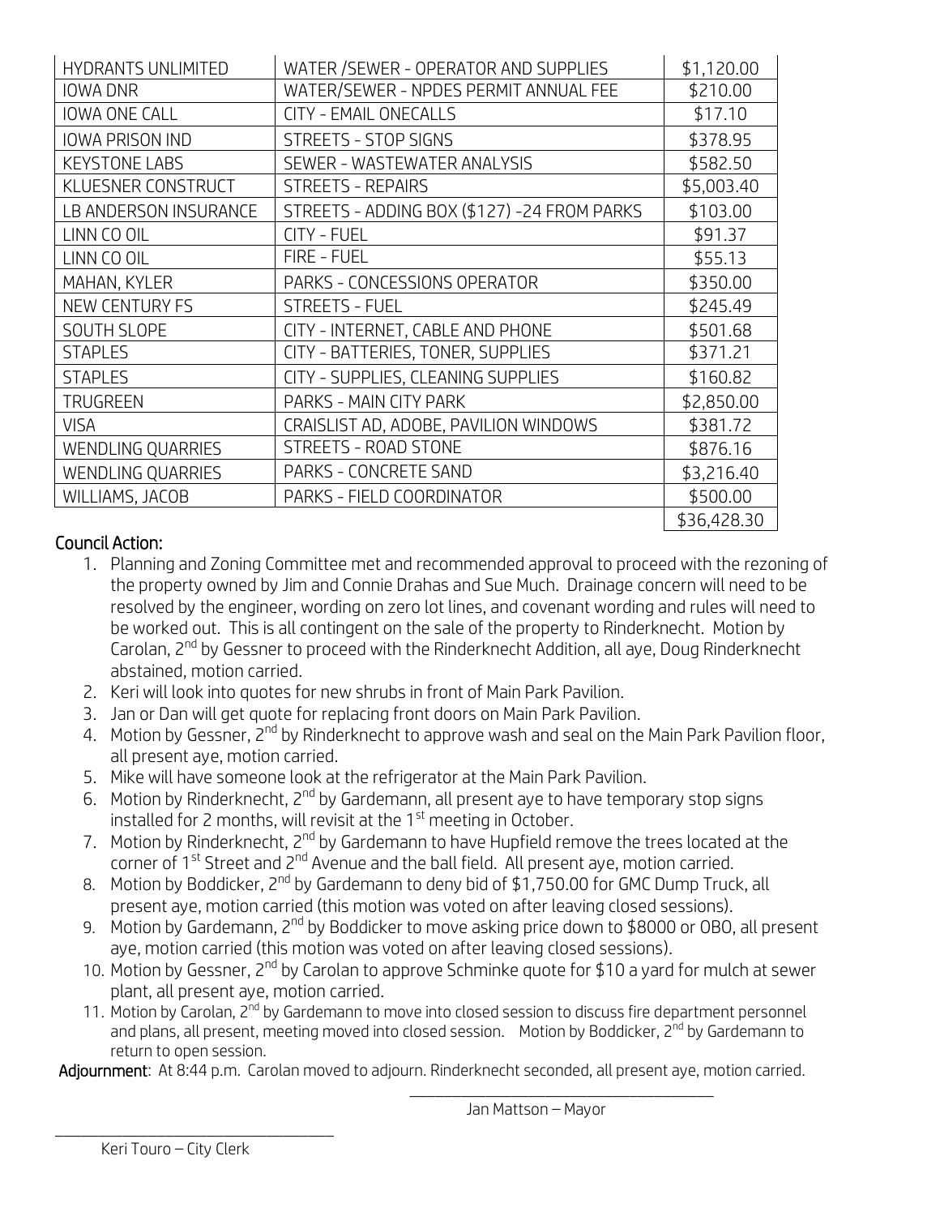| | | |
|---|---|---|
| HYDRANTS UNLIMITED | WATER /SEWER - OPERATOR AND SUPPLIES | $1,120.00 |
| IOWA DNR | WATER/SEWER - NPDES PERMIT ANNUAL FEE | $210.00 |
| IOWA ONE CALL | CITY - EMAIL ONECALLS | $17.10 |
| IOWA PRISON IND | STREETS - STOP SIGNS | $378.95 |
| KEYSTONE LABS | SEWER - WASTEWATER ANALYSIS | $582.50 |
| KLUESNER CONSTRUCT | STREETS - REPAIRS | $5,003.40 |
| LB ANDERSON INSURANCE | STREETS - ADDING BOX ($127) -24 FROM PARKS | $103.00 |
| LINN CO OIL | CITY - FUEL | $91.37 |
| LINN CO OIL | FIRE - FUEL | $55.13 |
| MAHAN, KYLER | PARKS - CONCESSIONS OPERATOR | $350.00 |
| NEW CENTURY FS | STREETS - FUEL | $245.49 |
| SOUTH SLOPE | CITY - INTERNET, CABLE AND PHONE | $501.68 |
| STAPLES | CITY - BATTERIES, TONER, SUPPLIES | $371.21 |
| STAPLES | CITY - SUPPLIES, CLEANING SUPPLIES | $160.82 |
| TRUGREEN | PARKS - MAIN CITY PARK | $2,850.00 |
| VISA | CRAISLIST AD, ADOBE, PAVILION WINDOWS | $381.72 |
| WENDLING QUARRIES | STREETS - ROAD STONE | $876.16 |
| WENDLING QUARRIES | PARKS - CONCRETE SAND | $3,216.40 |
| WILLIAMS, JACOB | PARKS - FIELD COORDINATOR | $500.00 |
| | | $36,428.30 |

**Council Action:**

1. Planning and Zoning Committee met and recommended approval to proceed with the rezoning of the property owned by Jim and Connie Drahas and Sue Much. Drainage concern will need to be resolved by the engineer, wording on zero lot lines, and covenant wording and rules will need to be worked out. This is all contingent on the sale of the property to Rinderknecht. Motion by Carolan, 2nd by Gessner to proceed with the Rinderknecht Addition, all aye, Doug Rinderknecht abstained, motion carried.
2. Keri will look into quotes for new shrubs in front of Main Park Pavilion.
3. Jan or Dan will get quote for replacing front doors on Main Park Pavilion.
4. Motion by Gessner, 2nd by Rinderknecht to approve wash and seal on the Main Park Pavilion floor, all present aye, motion carried.
5. Mike will have someone look at the refrigerator at the Main Park Pavilion.
6. Motion by Rinderknecht, 2nd by Gardemann, all present aye to have temporary stop signs installed for 2 months, will revisit at the 1st meeting in October.
7. Motion by Rinderknecht, 2nd by Gardemann to have Hupfield remove the trees located at the corner of 1st Street and 2nd Avenue and the ball field. All present aye, motion carried.
8. Motion by Boddicker, 2nd by Gardemann to deny bid of $1,750.00 for GMC Dump Truck, all present aye, motion carried (this motion was voted on after leaving closed sessions).
9. Motion by Gardemann, 2nd by Boddicker to move asking price down to $8000 or OBO, all present aye, motion carried (this motion was voted on after leaving closed sessions).
10. Motion by Gessner, 2nd by Carolan to approve Schminke quote for $10 a yard for mulch at sewer plant, all present aye, motion carried.
11. Motion by Carolan, 2nd by Gardemann to move into closed session to discuss fire department personnel and plans, all present, meeting moved into closed session. Motion by Boddicker, 2nd by Gardemann to return to open session.

**Adjournment**: At 8:44 p.m. Carolan moved to adjourn. Rinderknecht seconded, all present aye, motion carried.

\_\_\_\_\_\_\_\_\_\_\_\_\_\_\_\_\_\_\_\_\_\_\_\_\_\_\_\_\_\_\_\_\_\_\_\_
Jan Mattson – Mayor

\_\_\_\_\_\_\_\_\_\_\_\_\_\_\_\_\_\_\_\_\_\_\_\_\_\_\_\_\_\_\_\_\_\_\_\_
Keri Touro – City Clerk